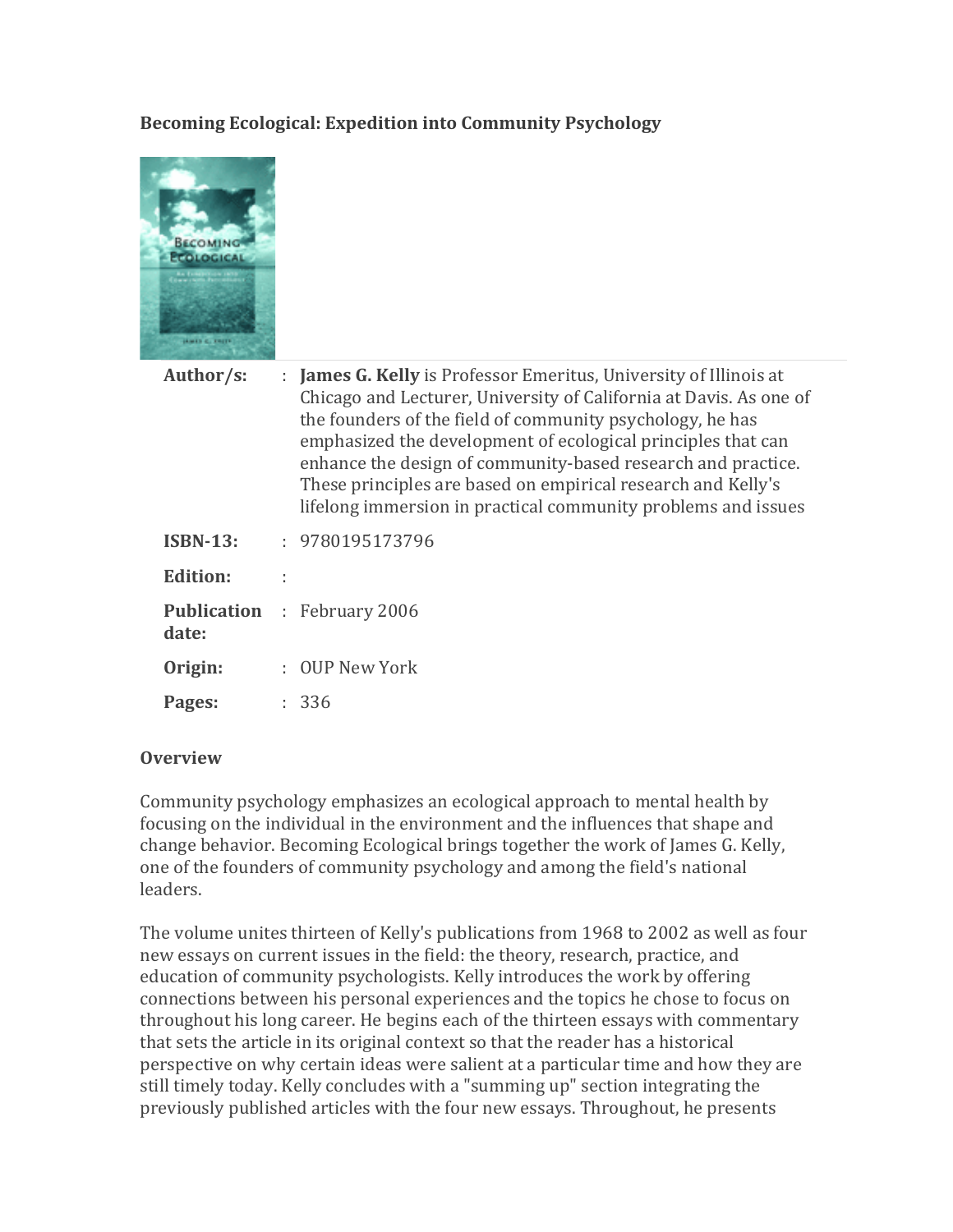**Becoming Ecological: Expedition into Community Psychology**

| | | |
|---|---|---|
| **Author/s:** | : | **James G. Kelly** is Professor Emeritus, University of Illinois at Chicago and Lecturer, University of California at Davis. As one of the founders of the field of community psychology, he has emphasized the development of ecological principles that can enhance the design of community-based research and practice. These principles are based on empirical research and Kelly's lifelong immersion in practical community problems and issues |
| **ISBN-13:** | : | 9780195173796 |
| **Edition:** | : | |
| **Publication date:** | : | February 2006 |
| **Origin:** | : | OUP New York |
| **Pages:** | : | 336 |

**Overview**

Community psychology emphasizes an ecological approach to mental health by focusing on the individual in the environment and the influences that shape and change behavior. Becoming Ecological brings together the work of James G. Kelly, one of the founders of community psychology and among the field's national leaders.

The volume unites thirteen of Kelly's publications from 1968 to 2002 as well as four new essays on current issues in the field: the theory, research, practice, and education of community psychologists. Kelly introduces the work by offering connections between his personal experiences and the topics he chose to focus on throughout his long career. He begins each of the thirteen essays with commentary that sets the article in its original context so that the reader has a historical perspective on why certain ideas were salient at a particular time and how they are still timely today. Kelly concludes with a "summing up" section integrating the previously published articles with the four new essays. Throughout, he presents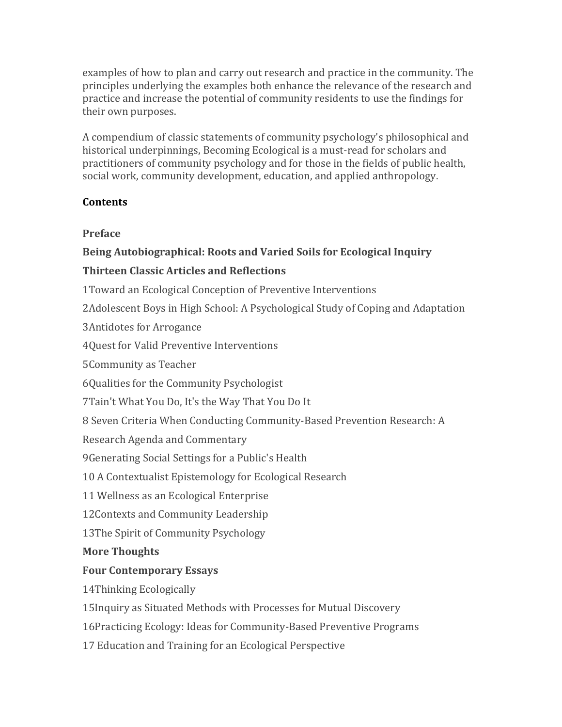examples of how to plan and carry out research and practice in the community. The principles underlying the examples both enhance the relevance of the research and practice and increase the potential of community residents to use the findings for their own purposes.

A compendium of classic statements of community psychology's philosophical and historical underpinnings, Becoming Ecological is a must-read for scholars and practitioners of community psychology and for those in the fields of public health, social work, community development, education, and applied anthropology.

**Contents**

**Preface**

**Being Autobiographical: Roots and Varied Soils for Ecological Inquiry**

**Thirteen Classic Articles and Reflections**

1Toward an Ecological Conception of Preventive Interventions

2Adolescent Boys in High School: A Psychological Study of Coping and Adaptation

3Antidotes for Arrogance

4Quest for Valid Preventive Interventions

5Community as Teacher

6Qualities for the Community Psychologist

7Tain't What You Do, It's the Way That You Do It

8 Seven Criteria When Conducting Community-Based Prevention Research: A Research Agenda and Commentary

9Generating Social Settings for a Public's Health

10 A Contextualist Epistemology for Ecological Research

11 Wellness as an Ecological Enterprise

12Contexts and Community Leadership

13The Spirit of Community Psychology

**More Thoughts**

**Four Contemporary Essays**

14Thinking Ecologically

15Inquiry as Situated Methods with Processes for Mutual Discovery

16Practicing Ecology: Ideas for Community-Based Preventive Programs

17 Education and Training for an Ecological Perspective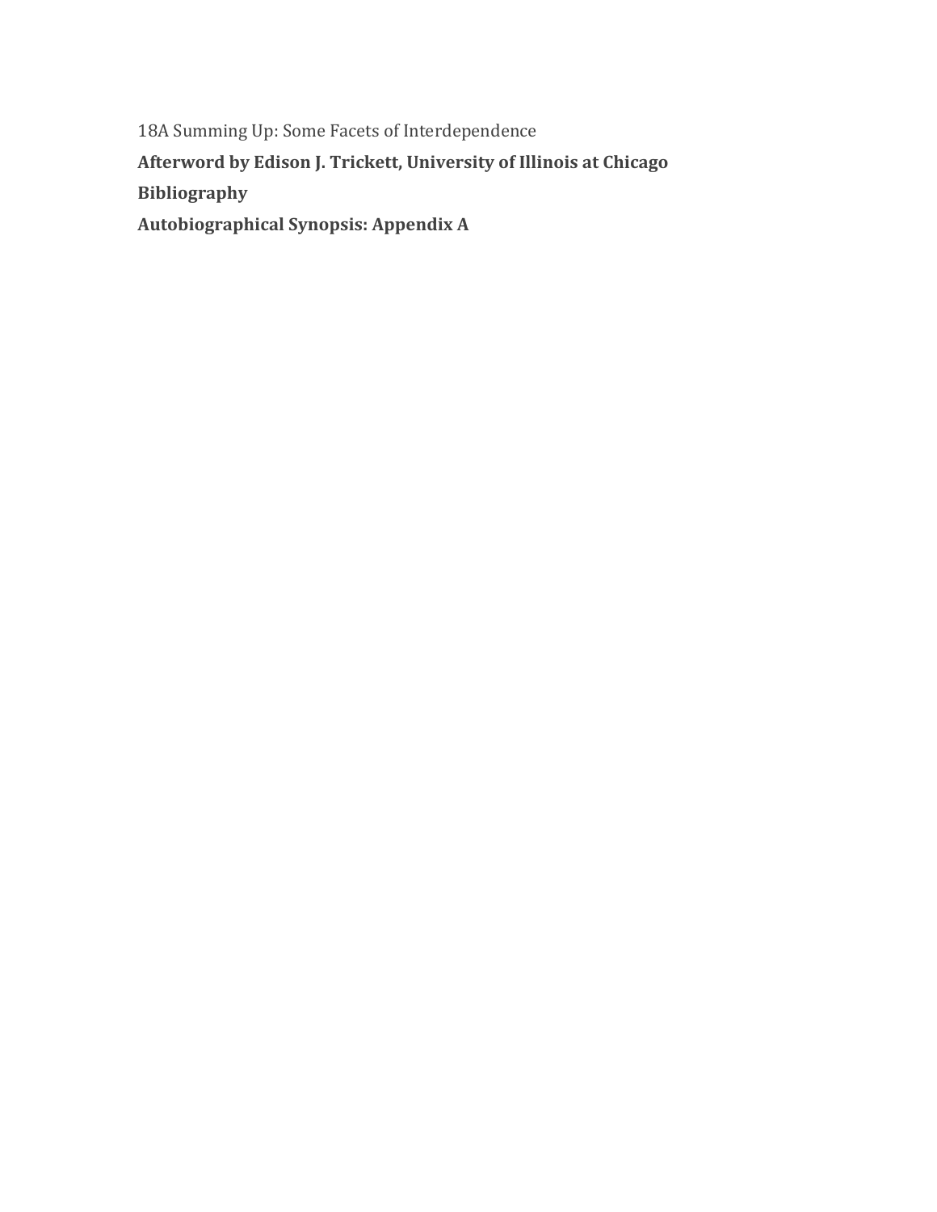18A Summing Up: Some Facets of Interdependence

**Afterword by Edison J. Trickett, University of Illinois at Chicago**

**Bibliography**

**Autobiographical Synopsis: Appendix A**